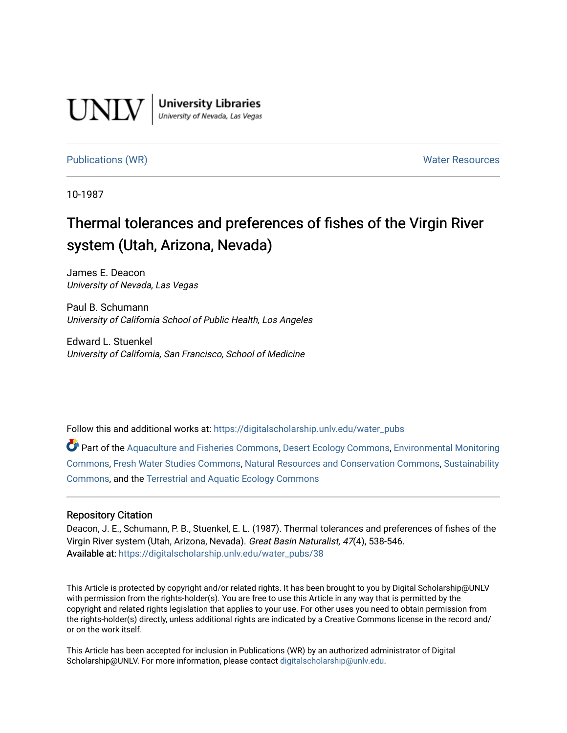UNLV | University Libraries
University of Nevada, Las Vegas

Publications (WR) | Water Resources

10-1987

# Thermal tolerances and preferences of fishes of the Virgin River system (Utah, Arizona, Nevada)

James E. Deacon
*University of Nevada, Las Vegas*

Paul B. Schumann
*University of California School of Public Health, Los Angeles*

Edward L. Stuenkel
*University of California, San Francisco, School of Medicine*

Follow this and additional works at: https://digitalscholarship.unlv.edu/water_pubs

Part of the Aquaculture and Fisheries Commons, Desert Ecology Commons, Environmental Monitoring Commons, Fresh Water Studies Commons, Natural Resources and Conservation Commons, Sustainability Commons, and the Terrestrial and Aquatic Ecology Commons

## Repository Citation

Deacon, J. E., Schumann, P. B., Stuenkel, E. L. (1987). Thermal tolerances and preferences of fishes of the Virgin River system (Utah, Arizona, Nevada). *Great Basin Naturalist, 47*(4), 538-546.
**Available at:** https://digitalscholarship.unlv.edu/water_pubs/38

This Article is protected by copyright and/or related rights. It has been brought to you by Digital Scholarship@UNLV with permission from the rights-holder(s). You are free to use this Article in any way that is permitted by the copyright and related rights legislation that applies to your use. For other uses you need to obtain permission from the rights-holder(s) directly, unless additional rights are indicated by a Creative Commons license in the record and/or on the work itself.

This Article has been accepted for inclusion in Publications (WR) by an authorized administrator of Digital Scholarship@UNLV. For more information, please contact digitalscholarship@unlv.edu.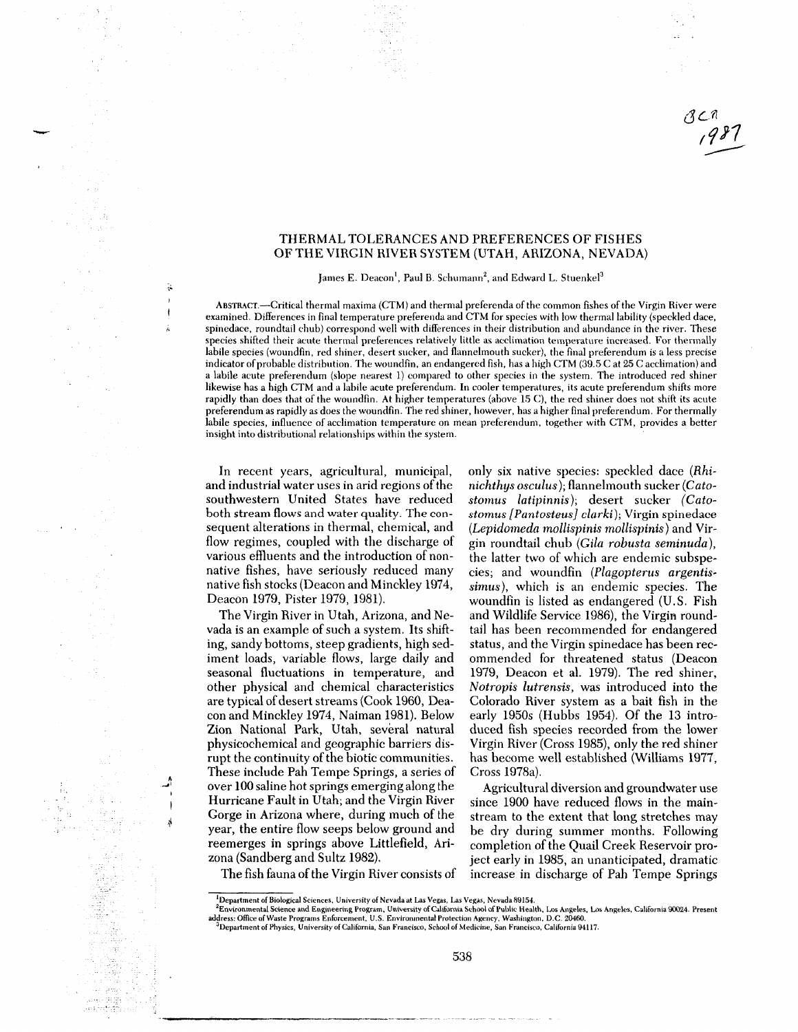# THERMAL TOLERANCES AND PREFERENCES OF FISHES OF THE VIRGIN RIVER SYSTEM (UTAH, ARIZONA, NEVADA)

James E. Deacon[1], Paul B. Schumann[2], and Edward L. Stuenkel[3]

ABSTRACT.—Critical thermal maxima (CTM) and thermal preferenda of the common fishes of the Virgin River were examined. Differences in final temperature preferenda and CTM for species with low thermal lability (speckled dace, spinedace, roundtail chub) correspond well with differences in their distribution and abundance in the river. These species shifted their acute thermal preferences relatively little as acclimation temperature increased. For thermally labile species (woundfin, red shiner, desert sucker, and flannelmouth sucker), the final preferendum is a less precise indicator of probable distribution. The woundfin, an endangered fish, has a high CTM (39.5 C at 25 C acclimation) and a labile acute preferendum (slope nearest 1) compared to other species in the system. The introduced red shiner likewise has a high CTM and a labile acute preferendum. In cooler temperatures, its acute preferendum shifts more rapidly than does that of the woundfin. At higher temperatures (above 15 C), the red shiner does not shift its acute preferendum as rapidly as does the woundfin. The red shiner, however, has a higher final preferendum. For thermally labile species, influence of acclimation temperature on mean preferendum, together with CTM, provides a better insight into distributional relationships within the system.

In recent years, agricultural, municipal, and industrial water uses in arid regions of the southwestern United States have reduced both stream flows and water quality. The consequent alterations in thermal, chemical, and flow regimes, coupled with the discharge of various effluents and the introduction of nonnative fishes, have seriously reduced many native fish stocks (Deacon and Minckley 1974, Deacon 1979, Pister 1979, 1981).

The Virgin River in Utah, Arizona, and Nevada is an example of such a system. Its shifting, sandy bottoms, steep gradients, high sediment loads, variable flows, large daily and seasonal fluctuations in temperature, and other physical and chemical characteristics are typical of desert streams (Cook 1960, Deacon and Minckley 1974, Naiman 1981). Below Zion National Park, Utah, several natural physicochemical and geographic barriers disrupt the continuity of the biotic communities. These include Pah Tempe Springs, a series of over 100 saline hot springs emerging along the Hurricane Fault in Utah; and the Virgin River Gorge in Arizona where, during much of the year, the entire flow seeps below ground and reemerges in springs above Littlefield, Arizona (Sandberg and Sultz 1982).

The fish fauna of the Virgin River consists of only six native species: speckled dace (*Rhinichthys osculus*); flannelmouth sucker (*Catostomus latipinnis*); desert sucker (*Catostomus [Pantosteus] clarki*); Virgin spinedace (*Lepidomeda mollispinis mollispinis*) and Virgin roundtail chub (*Gila robusta seminuda*), the latter two of which are endemic subspecies; and woundfin (*Plagopterus argentissimus*), which is an endemic species. The woundfin is listed as endangered (U.S. Fish and Wildlife Service 1986), the Virgin roundtail has been recommended for endangered status, and the Virgin spinedace has been recommended for threatened status (Deacon 1979, Deacon et al. 1979). The red shiner, *Notropis lutrensis*, was introduced into the Colorado River system as a bait fish in the early 1950s (Hubbs 1954). Of the 13 introduced fish species recorded from the lower Virgin River (Cross 1985), only the red shiner has become well established (Williams 1977, Cross 1978a).

Agricultural diversion and groundwater use since 1900 have reduced flows in the mainstream to the extent that long stretches may be dry during summer months. Following completion of the Quail Creek Reservoir project early in 1985, an unanticipated, dramatic increase in discharge of Pah Tempe Springs

[1]Department of Biological Sciences, University of Nevada at Las Vegas, Las Vegas, Nevada 89154.

[2]Environmental Science and Engineering Program, University of California School of Public Health, Los Angeles, Los Angeles, California 90024. Present address: Office of Waste Programs Enforcement, U.S. Environmental Protection Agency, Washington, D.C. 20460.

[3]Department of Physics, University of California, San Francisco, School of Medicine, San Francisco, California 94117.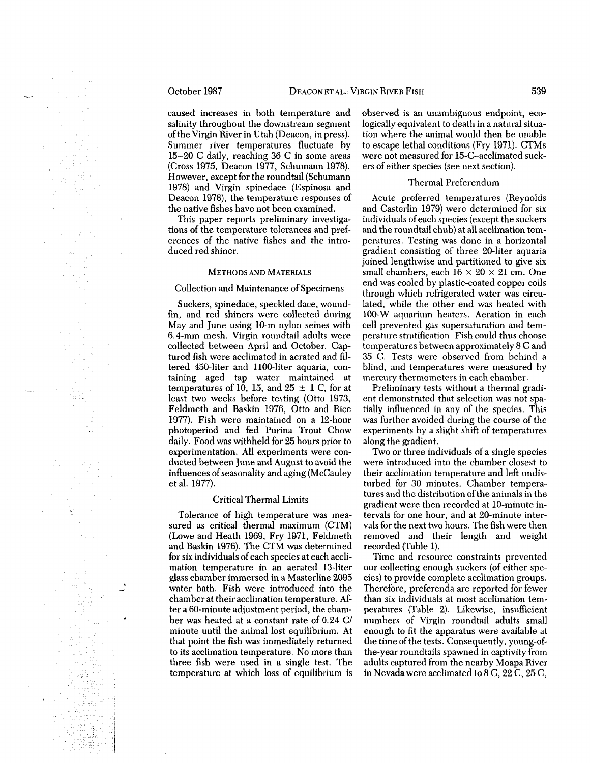caused increases in both temperature and salinity throughout the downstream segment of the Virgin River in Utah (Deacon, in press). Summer river temperatures fluctuate by 15–20 C daily, reaching 36 C in some areas (Cross 1975, Deacon 1977, Schumann 1978). However, except for the roundtail (Schumann 1978) and Virgin spinedace (Espinosa and Deacon 1978), the temperature responses of the native fishes have not been examined.

This paper reports preliminary investigations of the temperature tolerances and preferences of the native fishes and the introduced red shiner.

## Methods and Materials

### Collection and Maintenance of Specimens

Suckers, spinedace, speckled dace, woundfin, and red shiners were collected during May and June using 10-m nylon seines with 6.4-mm mesh. Virgin roundtail adults were collected between April and October. Captured fish were acclimated in aerated and filtered 450-liter and 1100-liter aquaria, containing aged tap water maintained at temperatures of 10, 15, and 25 ± 1 C, for at least two weeks before testing (Otto 1973, Feldmeth and Baskin 1976, Otto and Rice 1977). Fish were maintained on a 12-hour photoperiod and fed Purina Trout Chow daily. Food was withheld for 25 hours prior to experimentation. All experiments were conducted between June and August to avoid the influences of seasonality and aging (McCauley et al. 1977).

### Critical Thermal Limits

Tolerance of high temperature was measured as critical thermal maximum (CTM) (Lowe and Heath 1969, Fry 1971, Feldmeth and Baskin 1976). The CTM was determined for six individuals of each species at each acclimation temperature in an aerated 13-liter glass chamber immersed in a Masterline 2095 water bath. Fish were introduced into the chamber at their acclimation temperature. After a 60-minute adjustment period, the chamber was heated at a constant rate of 0.24 C/minute until the animal lost equilibrium. At that point the fish was immediately returned to its acclimation temperature. No more than three fish were used in a single test. The temperature at which loss of equilibrium is observed is an unambiguous endpoint, ecologically equivalent to death in a natural situation where the animal would then be unable to escape lethal conditions (Fry 1971). CTMs were not measured for 15-C–acclimated suckers of either species (see next section).

### Thermal Preferendum

Acute preferred temperatures (Reynolds and Casterlin 1979) were determined for six individuals of each species (except the suckers and the roundtail chub) at all acclimation temperatures. Testing was done in a horizontal gradient consisting of three 20-liter aquaria joined lengthwise and partitioned to give six small chambers, each 16 × 20 × 21 cm. One end was cooled by plastic-coated copper coils through which refrigerated water was circulated, while the other end was heated with 100-W aquarium heaters. Aeration in each cell prevented gas supersaturation and temperature stratification. Fish could thus choose temperatures between approximately 8 C and 35 C. Tests were observed from behind a blind, and temperatures were measured by mercury thermometers in each chamber.

Preliminary tests without a thermal gradient demonstrated that selection was not spatially influenced in any of the species. This was further avoided during the course of the experiments by a slight shift of temperatures along the gradient.

Two or three individuals of a single species were introduced into the chamber closest to their acclimation temperature and left undisturbed for 30 minutes. Chamber temperatures and the distribution of the animals in the gradient were then recorded at 10-minute intervals for one hour, and at 20-minute intervals for the next two hours. The fish were then removed and their length and weight recorded (Table 1).

Time and resource constraints prevented our collecting enough suckers (of either species) to provide complete acclimation groups. Therefore, preferenda are reported for fewer than six individuals at most acclimation temperatures (Table 2). Likewise, insufficient numbers of Virgin roundtail adults small enough to fit the apparatus were available at the time of the tests. Consequently, young-of-the-year roundtails spawned in captivity from adults captured from the nearby Moapa River in Nevada were acclimated to 8 C, 22 C, 25 C,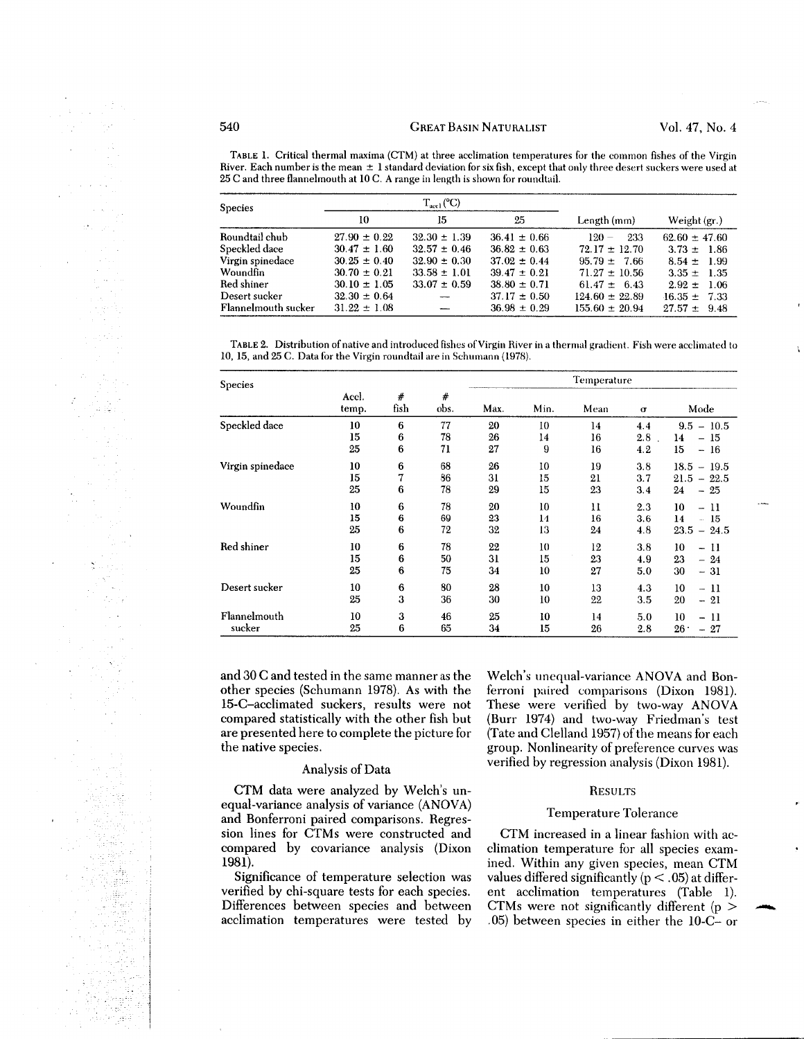TABLE 1. Critical thermal maxima (CTM) at three acclimation temperatures for the common fishes of the Virgin River. Each number is the mean ± 1 standard deviation for six fish, except that only three desert suckers were used at 25 C and three flannelmouth at 10 C. A range in length is shown for roundtail.

| Species | $T_{accl}$ (°C) | | | Length (mm) | Weight (gr.) |
|---|---|---|---|---|---|
| | 10 | 15 | 25 | | |
| Roundtail chub | 27.90 ± 0.22 | 32.30 ± 1.39 | 36.41 ± 0.66 | 120 – 233 | 62.60 ± 47.60 |
| Speckled dace | 30.47 ± 1.60 | 32.57 ± 0.46 | 36.82 ± 0.63 | 72.17 ± 12.70 | 3.73 ± 1.86 |
| Virgin spinedace | 30.25 ± 0.40 | 32.90 ± 0.30 | 37.02 ± 0.44 | 95.79 ± 7.66 | 8.54 ± 1.99 |
| Woundfin | 30.70 ± 0.21 | 33.58 ± 1.01 | 39.47 ± 0.21 | 71.27 ± 10.56 | 3.35 ± 1.35 |
| Red shiner | 30.10 ± 1.05 | 33.07 ± 0.59 | 38.80 ± 0.71 | 61.47 ± 6.43 | 2.92 ± 1.06 |
| Desert sucker | 32.30 ± 0.64 | — | 37.17 ± 0.50 | 124.60 ± 22.89 | 16.35 ± 7.33 |
| Flannelmouth sucker | 31.22 ± 1.08 | — | 36.98 ± 0.29 | 155.60 ± 20.94 | 27.57 ± 9.48 |

TABLE 2. Distribution of native and introduced fishes of Virgin River in a thermal gradient. Fish were acclimated to 10, 15, and 25 C. Data for the Virgin roundtail are in Schumann (1978).

| Species | | | | Temperature | | | | |
|---|---|---|---|---|---|---|---|---|
| | Accl. temp. | # fish | # obs. | Max. | Min. | Mean | $\sigma$ | Mode |
| Speckled dace | 10 | 6 | 77 | 20 | 10 | 14 | 4.4 | 9.5 – 10.5 |
| | 15 | 6 | 78 | 26 | 14 | 16 | 2.8 | 14 – 15 |
| | 25 | 6 | 71 | 27 | 9 | 16 | 4.2 | 15 – 16 |
| Virgin spinedace | 10 | 6 | 68 | 26 | 10 | 19 | 3.8 | 18.5 – 19.5 |
| | 15 | 7 | 86 | 31 | 15 | 21 | 3.7 | 21.5 – 22.5 |
| | 25 | 6 | 78 | 29 | 15 | 23 | 3.4 | 24 – 25 |
| Woundfin | 10 | 6 | 78 | 20 | 10 | 11 | 2.3 | 10 – 11 |
| | 15 | 6 | 69 | 23 | 14 | 16 | 3.6 | 14 – 15 |
| | 25 | 6 | 72 | 32 | 13 | 24 | 4.8 | 23.5 – 24.5 |
| Red shiner | 10 | 6 | 78 | 22 | 10 | 12 | 3.8 | 10 – 11 |
| | 15 | 6 | 50 | 31 | 15 | 23 | 4.9 | 23 – 24 |
| | 25 | 6 | 75 | 34 | 10 | 27 | 5.0 | 30 – 31 |
| Desert sucker | 10 | 6 | 80 | 28 | 10 | 13 | 4.3 | 10 – 11 |
| | 25 | 3 | 36 | 30 | 10 | 22 | 3.5 | 20 – 21 |
| Flannelmouth sucker | 10 | 3 | 46 | 25 | 10 | 14 | 5.0 | 10 – 11 |
| | 25 | 6 | 65 | 34 | 15 | 26 | 2.8 | 26 – 27 |

and 30 C and tested in the same manner as the other species (Schumann 1978). As with the 15-C–acclimated suckers, results were not compared statistically with the other fish but are presented here to complete the picture for the native species.

### Analysis of Data

CTM data were analyzed by Welch's unequal-variance analysis of variance (ANOVA) and Bonferroni paired comparisons. Regression lines for CTMs were constructed and compared by covariance analysis (Dixon 1981).

Significance of temperature selection was verified by chi-square tests for each species. Differences between species and between acclimation temperatures were tested by Welch's unequal-variance ANOVA and Bonferroni paired comparisons (Dixon 1981). These were verified by two-way ANOVA (Burr 1974) and two-way Friedman's test (Tate and Clelland 1957) of the means for each group. Nonlinearity of preference curves was verified by regression analysis (Dixon 1981).

## Results

### Temperature Tolerance

CTM increased in a linear fashion with acclimation temperature for all species examined. Within any given species, mean CTM values differed significantly ($p < .05$) at different acclimation temperatures (Table 1). CTMs were not significantly different ($p > .05$) between species in either the 10-C– or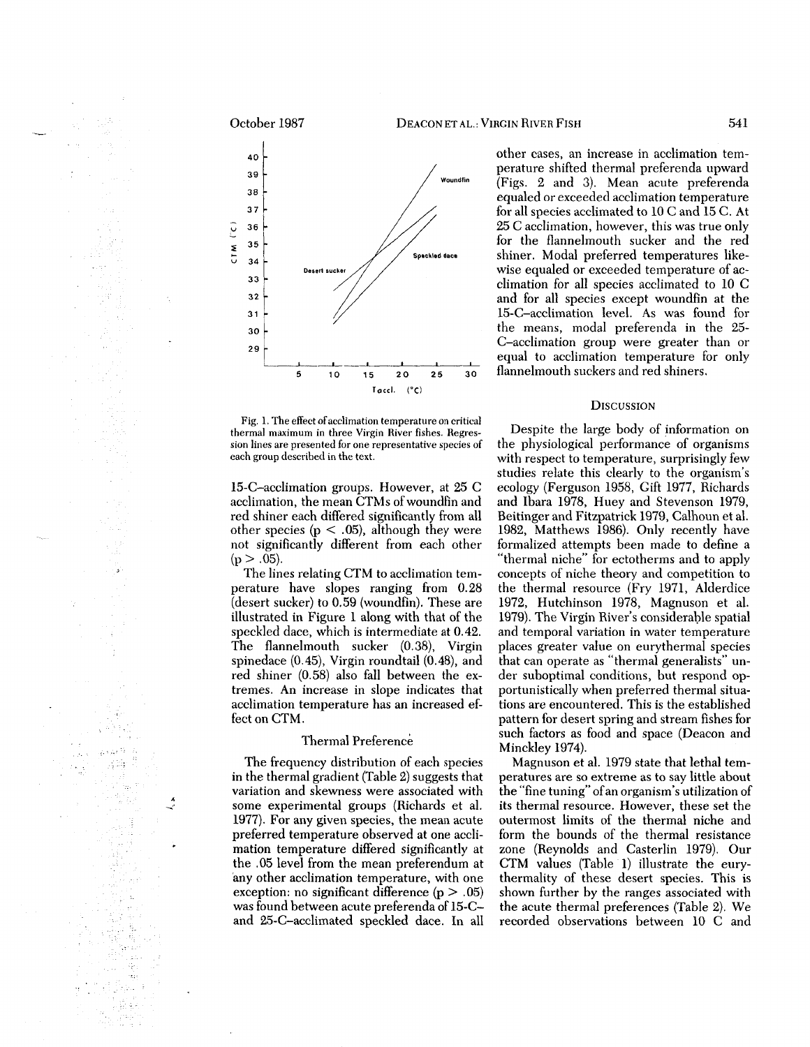Fig. 1. The effect of acclimation temperature on critical thermal maximum in three Virgin River fishes. Regression lines are presented for one representative species of each group described in the text.

15-C–acclimation groups. However, at 25 C acclimation, the mean CTMs of woundfin and red shiner each differed significantly from all other species ($p < .05$), although they were not significantly different from each other ($p > .05$).

The lines relating CTM to acclimation temperature have slopes ranging from 0.28 (desert sucker) to 0.59 (woundfin). These are illustrated in Figure 1 along with that of the speckled dace, which is intermediate at 0.42. The flannelmouth sucker (0.38), Virgin spinedace (0.45), Virgin roundtail (0.48), and red shiner (0.58) also fall between the extremes. An increase in slope indicates that acclimation temperature has an increased effect on CTM.

### Thermal Preference

The frequency distribution of each species in the thermal gradient (Table 2) suggests that variation and skewness were associated with some experimental groups (Richards et al. 1977). For any given species, the mean acute preferred temperature observed at one acclimation temperature differed significantly at the .05 level from the mean preferendum at any other acclimation temperature, with one exception: no significant difference ($p > .05$) was found between acute preferenda of 15-C– and 25-C–acclimated speckled dace. In all other cases, an increase in acclimation temperature shifted thermal preferenda upward (Figs. 2 and 3). Mean acute preferenda equaled or exceeded acclimation temperature for all species acclimated to 10 C and 15 C. At 25 C acclimation, however, this was true only for the flannelmouth sucker and the red shiner. Modal preferred temperatures likewise equaled or exceeded temperature of acclimation for all species acclimated to 10 C and for all species except woundfin at the 15-C–acclimation level. As was found for the means, modal preferenda in the 25-C–acclimation group were greater than or equal to acclimation temperature for only flannelmouth suckers and red shiners.

## Discussion

Despite the large body of information on the physiological performance of organisms with respect to temperature, surprisingly few studies relate this clearly to the organism's ecology (Ferguson 1958, Gift 1977, Richards and Ibara 1978, Huey and Stevenson 1979, Beitinger and Fitzpatrick 1979, Calhoun et al. 1982, Matthews 1986). Only recently have formalized attempts been made to define a "thermal niche" for ectotherms and to apply concepts of niche theory and competition to the thermal resource (Fry 1971, Alderdice 1972, Hutchinson 1978, Magnuson et al. 1979). The Virgin River's considerable spatial and temporal variation in water temperature places greater value on eurythermal species that can operate as "thermal generalists" under suboptimal conditions, but respond opportunistically when preferred thermal situations are encountered. This is the established pattern for desert spring and stream fishes for such factors as food and space (Deacon and Minckley 1974).

Magnuson et al. 1979 state that lethal temperatures are so extreme as to say little about the "fine tuning" of an organism's utilization of its thermal resource. However, these set the outermost limits of the thermal niche and form the bounds of the thermal resistance zone (Reynolds and Casterlin 1979). Our CTM values (Table 1) illustrate the eurythermality of these desert species. This is shown further by the ranges associated with the acute thermal preferences (Table 2). We recorded observations between 10 C and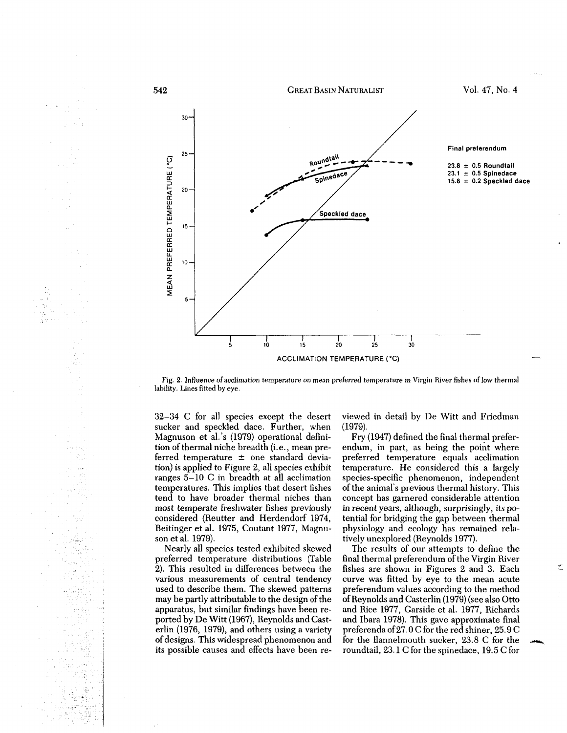Final preferendum

23.8 ± 0.5 Roundtail
23.1 ± 0.5 Spinedace
15.8 ± 0.2 Speckled dace

Fig. 2. Influence of acclimation temperature on mean preferred temperature in Virgin River fishes of low thermal lability. Lines fitted by eye.

32–34 C for all species except the desert sucker and speckled dace. Further, when Magnuson et al.'s (1979) operational definition of thermal niche breadth (i.e., mean preferred temperature ± one standard deviation) is applied to Figure 2, all species exhibit ranges 5–10 C in breadth at all acclimation temperatures. This implies that desert fishes tend to have broader thermal niches than most temperate freshwater fishes previously considered (Reutter and Herdendorf 1974, Beitinger et al. 1975, Coutant 1977, Magnuson et al. 1979).

Nearly all species tested exhibited skewed preferred temperature distributions (Table 2). This resulted in differences between the various measurements of central tendency used to describe them. The skewed patterns may be partly attributable to the design of the apparatus, but similar findings have been reported by De Witt (1967), Reynolds and Casterlin (1976, 1979), and others using a variety of designs. This widespread phenomenon and its possible causes and effects have been reviewed in detail by De Witt and Friedman (1979).

Fry (1947) defined the final thermal preferendum, in part, as being the point where preferred temperature equals acclimation temperature. He considered this a largely species-specific phenomenon, independent of the animal's previous thermal history. This concept has garnered considerable attention in recent years, although, surprisingly, its potential for bridging the gap between thermal physiology and ecology has remained relatively unexplored (Reynolds 1977).

The results of our attempts to define the final thermal preferendum of the Virgin River fishes are shown in Figures 2 and 3. Each curve was fitted by eye to the mean acute preferendum values according to the method of Reynolds and Casterlin (1979) (see also Otto and Rice 1977, Garside et al. 1977, Richards and Ibara 1978). This gave approximate final preferenda of 27.0 C for the red shiner, 25.9 C for the flannelmouth sucker, 23.8 C for the roundtail, 23.1 C for the spinedace, 19.5 C for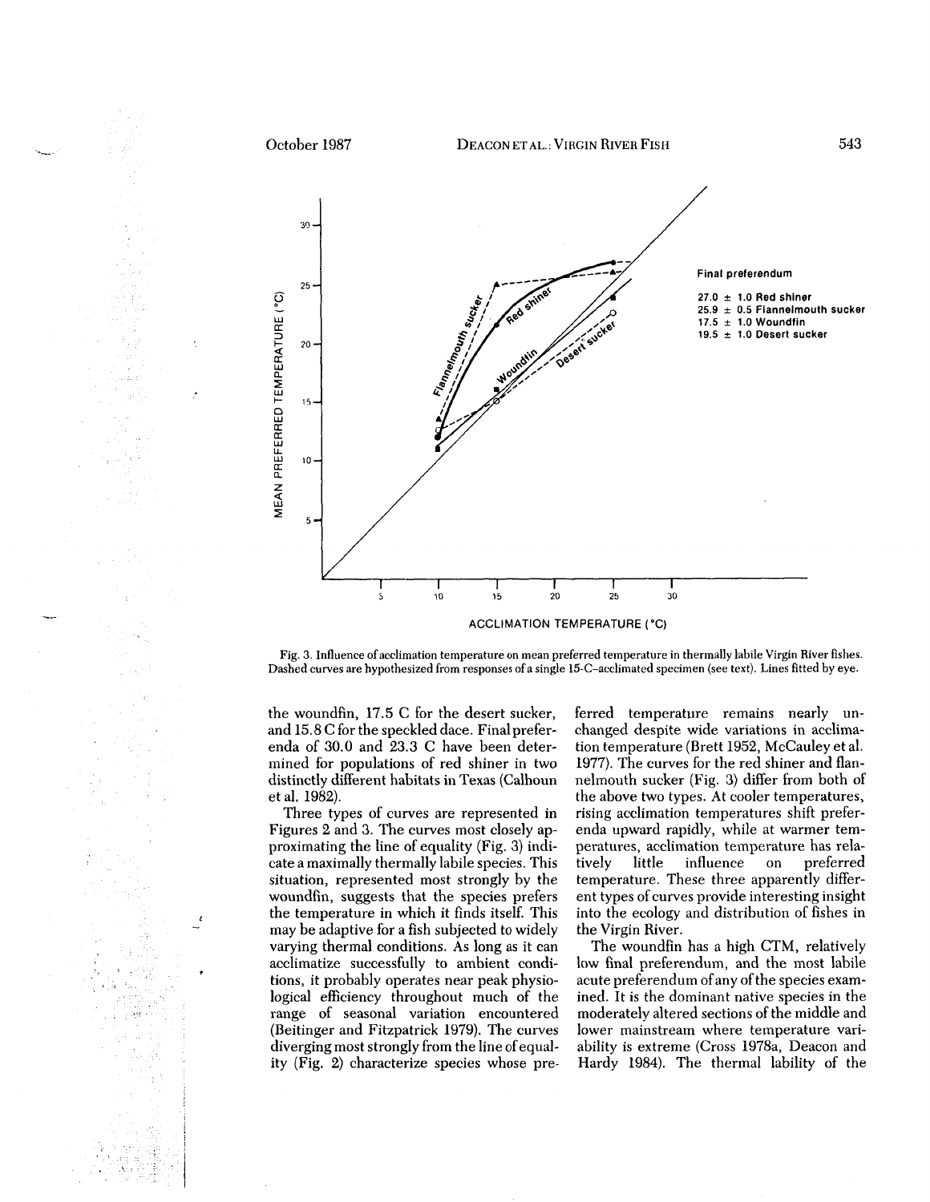Final preferendum

27.0 ± 1.0 Red shiner
25.9 ± 0.5 Flannelmouth sucker
17.5 ± 1.0 Woundfin
19.5 ± 1.0 Desert sucker

Fig. 3. Influence of acclimation temperature on mean preferred temperature in thermally labile Virgin River fishes. Dashed curves are hypothesized from responses of a single 15-C–acclimated specimen (see text). Lines fitted by eye.

the woundfin, 17.5 C for the desert sucker, and 15.8 C for the speckled dace. Final preferenda of 30.0 and 23.3 C have been determined for populations of red shiner in two distinctly different habitats in Texas (Calhoun et al. 1982).

Three types of curves are represented in Figures 2 and 3. The curves most closely approximating the line of equality (Fig. 3) indicate a maximally thermally labile species. This situation, represented most strongly by the woundfin, suggests that the species prefers the temperature in which it finds itself. This may be adaptive for a fish subjected to widely varying thermal conditions. As long as it can acclimatize successfully to ambient conditions, it probably operates near peak physiological efficiency throughout much of the range of seasonal variation encountered (Beitinger and Fitzpatrick 1979). The curves diverging most strongly from the line of equality (Fig. 2) characterize species whose preferred temperature remains nearly unchanged despite wide variations in acclimation temperature (Brett 1952, McCauley et al. 1977). The curves for the red shiner and flannelmouth sucker (Fig. 3) differ from both of the above two types. At cooler temperatures, rising acclimation temperatures shift preferenda upward rapidly, while at warmer temperatures, acclimation temperature has relatively little influence on preferred temperature. These three apparently different types of curves provide interesting insight into the ecology and distribution of fishes in the Virgin River.

The woundfin has a high CTM, relatively low final preferendum, and the most labile acute preferendum of any of the species examined. It is the dominant native species in the moderately altered sections of the middle and lower mainstream where temperature variability is extreme (Cross 1978a, Deacon and Hardy 1984). The thermal lability of the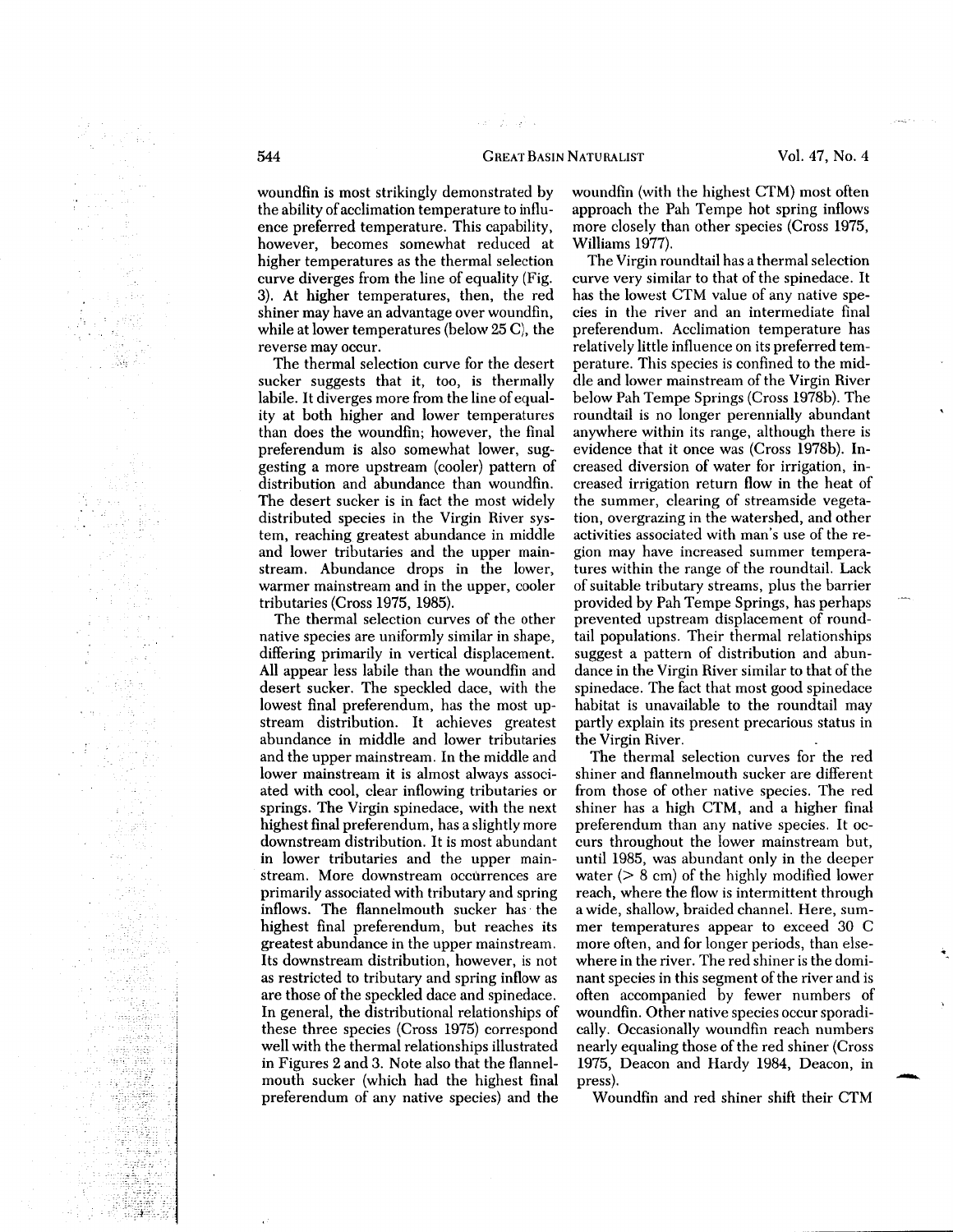woundfin is most strikingly demonstrated by the ability of acclimation temperature to influence preferred temperature. This capability, however, becomes somewhat reduced at higher temperatures as the thermal selection curve diverges from the line of equality (Fig. 3). At higher temperatures, then, the red shiner may have an advantage over woundfin, while at lower temperatures (below 25 C), the reverse may occur.

The thermal selection curve for the desert sucker suggests that it, too, is thermally labile. It diverges more from the line of equality at both higher and lower temperatures than does the woundfin; however, the final preferendum is also somewhat lower, suggesting a more upstream (cooler) pattern of distribution and abundance than woundfin. The desert sucker is in fact the most widely distributed species in the Virgin River system, reaching greatest abundance in middle and lower tributaries and the upper mainstream. Abundance drops in the lower, warmer mainstream and in the upper, cooler tributaries (Cross 1975, 1985).

The thermal selection curves of the other native species are uniformly similar in shape, differing primarily in vertical displacement. All appear less labile than the woundfin and desert sucker. The speckled dace, with the lowest final preferendum, has the most upstream distribution. It achieves greatest abundance in middle and lower tributaries and the upper mainstream. In the middle and lower mainstream it is almost always associated with cool, clear inflowing tributaries or springs. The Virgin spinedace, with the next highest final preferendum, has a slightly more downstream distribution. It is most abundant in lower tributaries and the upper mainstream. More downstream occurrences are primarily associated with tributary and spring inflows. The flannelmouth sucker has the highest final preferendum, but reaches its greatest abundance in the upper mainstream. Its downstream distribution, however, is not as restricted to tributary and spring inflow as are those of the speckled dace and spinedace. In general, the distributional relationships of these three species (Cross 1975) correspond well with the thermal relationships illustrated in Figures 2 and 3. Note also that the flannelmouth sucker (which had the highest final preferendum of any native species) and the woundfin (with the highest CTM) most often approach the Pah Tempe hot spring inflows more closely than other species (Cross 1975, Williams 1977).

The Virgin roundtail has a thermal selection curve very similar to that of the spinedace. It has the lowest CTM value of any native species in the river and an intermediate final preferendum. Acclimation temperature has relatively little influence on its preferred temperature. This species is confined to the middle and lower mainstream of the Virgin River below Pah Tempe Springs (Cross 1978b). The roundtail is no longer perennially abundant anywhere within its range, although there is evidence that it once was (Cross 1978b). Increased diversion of water for irrigation, increased irrigation return flow in the heat of the summer, clearing of streamside vegetation, overgrazing in the watershed, and other activities associated with man's use of the region may have increased summer temperatures within the range of the roundtail. Lack of suitable tributary streams, plus the barrier provided by Pah Tempe Springs, has perhaps prevented upstream displacement of roundtail populations. Their thermal relationships suggest a pattern of distribution and abundance in the Virgin River similar to that of the spinedace. The fact that most good spinedace habitat is unavailable to the roundtail may partly explain its present precarious status in the Virgin River.

The thermal selection curves for the red shiner and flannelmouth sucker are different from those of other native species. The red shiner has a high CTM, and a higher final preferendum than any native species. It occurs throughout the lower mainstream but, until 1985, was abundant only in the deeper water (> 8 cm) of the highly modified lower reach, where the flow is intermittent through a wide, shallow, braided channel. Here, summer temperatures appear to exceed 30 C more often, and for longer periods, than elsewhere in the river. The red shiner is the dominant species in this segment of the river and is often accompanied by fewer numbers of woundfin. Other native species occur sporadically. Occasionally woundfin reach numbers nearly equaling those of the red shiner (Cross 1975, Deacon and Hardy 1984, Deacon, in press).

Woundfin and red shiner shift their CTM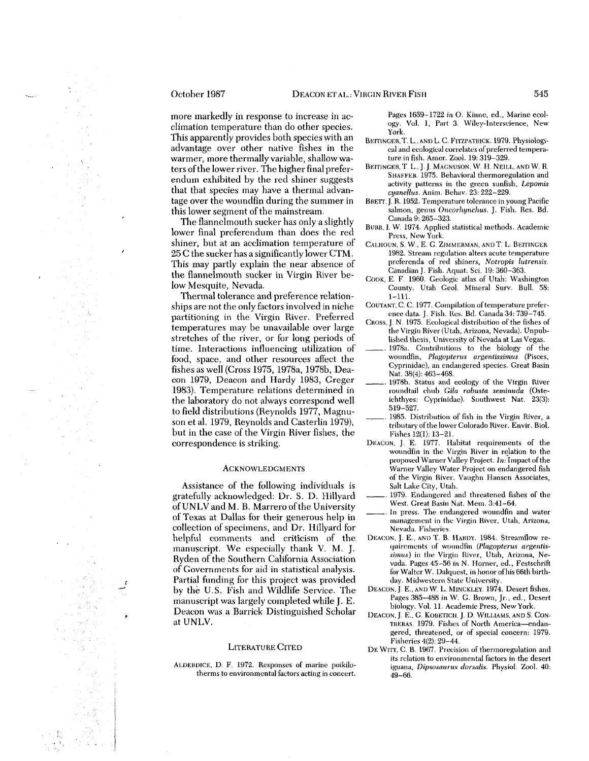more markedly in response to increase in acclimation temperature than do other species. This apparently provides both species with an advantage over other native fishes in the warmer, more thermally variable, shallow waters of the lower river. The higher final preferendum exhibited by the red shiner suggests that that species may have a thermal advantage over the woundfin during the summer in this lower segment of the mainstream.

The flannelmouth sucker has only a slightly lower final preferendum than does the red shiner, but at an acclimation temperature of 25 C the sucker has a significantly lower CTM. This may partly explain the near absence of the flannelmouth sucker in Virgin River below Mesquite, Nevada.

Thermal tolerance and preference relationships are not the only factors involved in niche partitioning in the Virgin River. Preferred temperatures may be unavailable over large stretches of the river, or for long periods of time. Interactions influencing utilization of food, space, and other resources affect the fishes as well (Cross 1975, 1978a, 1978b, Deacon 1979, Deacon and Hardy 1983, Creger 1983). Temperature relations determined in the laboratory do not always correspond well to field distributions (Reynolds 1977, Magnuson et al. 1979, Reynolds and Casterlin 1979), but in the case of the Virgin River fishes, the correspondence is striking.

## Acknowledgments

Assistance of the following individuals is gratefully acknowledged: Dr. S. D. Hillyard of UNLV and M. B. Marrero of the University of Texas at Dallas for their generous help in collection of specimens, and Dr. Hillyard for helpful comments and criticism of the manuscript. We especially thank V. M. J. Ryden of the Southern California Association of Governments for aid in statistical analysis. Partial funding for this project was provided by the U.S. Fish and Wildlife Service. The manuscript was largely completed while J. E. Deacon was a Barrick Distinguished Scholar at UNLV.

## Literature Cited

Alderdice, D. F. 1972. Responses of marine poikilotherms to environmental factors acting in concert. Pages 1659–1722 *in* O. Kinne, ed., Marine ecology. Vol. 1, Part 3. Wiley-Interscience, New York.

Beitinger, T. L., and L. C. Fitzpatrick. 1979. Physiological and ecological correlates of preferred temperature in fish. Amer. Zool. 19: 319–329.

Beitinger, T. L., J. J. Magnuson, W. H. Neill, and W. R. Shaffer. 1975. Behavioral thermoregulation and activity patterns in the green sunfish, *Lepomis cyanellus*. Anim. Behav. 23: 222–229.

Brett, J. R. 1952. Temperature tolerance in young Pacific salmon, genus *Oncorhynchus*. J. Fish. Res. Bd. Canada 9: 265–323.

Burr, I. W. 1974. Applied statistical methods. Academic Press, New York.

Calhoun, S. W., E. G. Zimmerman, and T. L. Beitinger. 1982. Stream regulation alters acute temperature preferenda of red shiners, *Notropis lutrensis*. Canadian J. Fish. Aquat. Sci. 19: 360–363.

Cook, E. F. 1960. Geologic atlas of Utah: Washington County. Utah Geol. Mineral Surv. Bull. 58: 1–111.

Coutant, C. C. 1977. Compilation of temperature preference data. J. Fish. Res. Bd. Canada 34: 739–745.

Cross, J. N. 1975. Ecological distribution of the fishes of the Virgin River (Utah, Arizona, Nevada). Unpublished thesis, University of Nevada at Las Vegas.

———. 1978a. Contributions to the biology of the woundfin, *Plagopterus argentissimus* (Pisces, Cyprinidae), an endangered species. Great Basin Nat. 38(4): 463–468.

———. 1978b. Status and ecology of the Virgin River roundtail chub *Gila robusta seminuda* (Osteichthyes: Cyprinidae). Southwest Nat. 23(3): 519–527.

———. 1985. Distribution of fish in the Virgin River, a tributary of the lower Colorado River. Envir. Biol. Fishes 12(1): 13–21.

Deacon, J. E. 1977. Habitat requirements of the woundfin in the Virgin River in relation to the proposed Warner Valley Project. *In*: Impact of the Warner Valley Water Project on endangered fish of the Virgin River. Vaughn Hansen Associates, Salt Lake City, Utah.

———. 1979. Endangered and threatened fishes of the West. Great Basin Nat. Mem. 3:41–64.

———. In press. The endangered woundfin and water management in the Virgin River, Utah, Arizona, Nevada. Fisheries.

Deacon, J. E., and T. B. Hardy. 1984. Streamflow requirements of woundfin (*Plagopterus argentissimus*) in the Virgin River, Utah, Arizona, Nevada. Pages 45–56 *in* N. Horner, ed., Festschrift for Walter W. Dalquest, in honor of his 66th birthday. Midwestern State University.

Deacon, J. E., and W. L. Minckley. 1974. Desert fishes. Pages 385–488 *in* W. G. Brown, Jr., ed., Desert biology. Vol. 11. Academic Press, New York.

Deacon, J. E., G. Kobetich, J. D. Williams, and S. Contreras. 1979. Fishes of North America—endangered, threatened, or of special concern: 1979. Fisheries 4(2): 29–44.

De Witt, C. B. 1967. Precision of thermoregulation and its relation to environmental factors in the desert iguana, *Dipsosaurus dorsalis*. Physiol. Zool. 40: 49–66.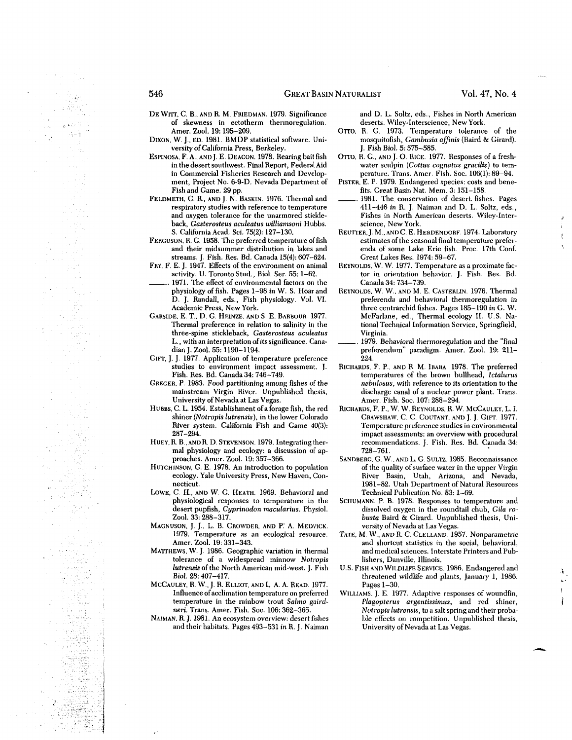De Witt, C. B., and R. M. Friedman. 1979. Significance of skewness in ectotherm thermoregulation. Amer. Zool. 19: 195–209.

Dixon, W. J., ed. 1981. BMDP statistical software. University of California Press, Berkeley.

Espinosa, F. A., and J. E. Deacon. 1978. Rearing bait fish in the desert southwest. Final Report, Federal Aid in Commercial Fisheries Research and Development, Project No. 6-9-D. Nevada Department of Fish and Game. 29 pp.

Feldmeth, C. R., and J. N. Baskin. 1976. Thermal and respiratory studies with reference to temperature and oxygen tolerance for the unarmored stickleback, *Gasterosteus aculeatus williamsoni* Hubbs. S. California Acad. Sci. 75(2): 127–130.

Ferguson, R. G. 1958. The preferred temperature of fish and their midsummer distribution in lakes and streams. J. Fish. Res. Bd. Canada 15(4): 607–624.

Fry, F. E. J. 1947. Effects of the environment on animal activity. U. Toronto Stud., Biol. Ser. 55: 1–62.

———. 1971. The effect of environmental factors on the physiology of fish. Pages 1–98 *in* W. S. Hoar and D. J. Randall, eds., Fish physiology. Vol. VI. Academic Press, New York.

Garside, E. T., D. G. Heinze, and S. E. Barbour. 1977. Thermal preference in relation to salinity in the three-spine stickleback, *Gasterosteus aculeatus* L., with an interpretation of its significance. Canadian J. Zool. 55: 1190–1194.

Gift, J. J. 1977. Application of temperature preference studies to environment impact assessment. J. Fish. Res. Bd. Canada 34: 746–749.

Greger, P. 1983. Food partitioning among fishes of the mainstream Virgin River. Unpublished thesis, University of Nevada at Las Vegas.

Hubbs, C. L. 1954. Establishment of a forage fish, the red shiner (*Notropis lutrensis*), in the lower Colorado River system. California Fish and Game 40(3): 287–294.

Huey, R. B., and R. D. Stevenson. 1979. Integrating thermal physiology and ecology: a discussion of approaches. Amer. Zool. 19: 357–366.

Hutchinson, G. E. 1978. An introduction to population ecology. Yale University Press, New Haven, Connecticut.

Lowe, C. H., and W. G. Heath. 1969. Behavioral and physiological responses to temperature in the desert pupfish, *Cyprinodon macularius*. Physiol. Zool. 33: 288–317.

Magnuson, J. J., L. B. Crowder, and P. A. Medvick. 1979. Temperature as an ecological resource. Amer. Zool. 19: 331–343.

Matthews, W. J. 1986. Geographic variation in thermal tolerance of a widespread minnow *Notropis lutrensis* of the North American mid-west. J. Fish Biol. 28: 407–417.

McCauley, R. W., J. R. Elliot, and L. A. A. Read. 1977. Influence of acclimation temperature on preferred temperature in the rainbow trout *Salmo gairdneri*. Trans. Amer. Fish. Soc. 106: 362–365.

Naiman, R. J. 1981. An ecosystem overview: desert fishes and their habitats. Pages 493–531 *in* R. J. Naiman and D. L. Soltz, eds., Fishes in North American deserts. Wiley-Interscience, New York.

Otto, R. G. 1973. Temperature tolerance of the mosquitofish, *Gambusia affinis* (Baird & Girard). J. Fish Biol. 5: 575–585.

Otto, R. G., and J. O. Rice. 1977. Responses of a freshwater sculpin (*Cottus cognatus gracilis*) to temperature. Trans. Amer. Fish. Soc. 106(1): 89–94.

Pister, E. P. 1979. Endangered species: costs and benefits. Great Basin Nat. Mem. 3: 151–158.

———. 1981. The conservation of desert fishes. Pages 411–446 *in* R. J. Naiman and D. L. Soltz, eds., Fishes in North American deserts. Wiley-Interscience, New York.

Reutter, J. M., and C. E. Herdendorf. 1974. Laboratory estimates of the seasonal final temperature preferenda of some Lake Erie fish. Proc. 17th Conf. Great Lakes Res. 1974: 59–67.

Reynolds, W. W. 1977. Temperature as a proximate factor in orientation behavior. J. Fish. Res. Bd. Canada 34: 734–739.

Reynolds, W. W., and M. E. Casterlin. 1976. Thermal preferenda and behavioral thermoregulation in three centrarchid fishes. Pages 185–190 *in* G. W. McFarlane, ed., Thermal ecology II. U.S. National Technical Information Service, Springfield, Virginia.

———. 1979. Behavioral thermoregulation and the "final preferendum" paradigm. Amer. Zool. 19: 211–224.

Richards, F. P., and R. M. Ibara. 1978. The preferred temperatures of the brown bullhead, *Ictalurus nebulosus*, with reference to its orientation to the discharge canal of a nuclear power plant. Trans. Amer. Fish. Soc. 107: 288–294.

Richards, F. P., W. W. Reynolds, R. W. McCauley, L. I. Crawshaw, C. C. Coutant, and J. J. Gift. 1977. Temperature preference studies in environmental impact assessments: an overview with procedural recommendations. J. Fish. Res. Bd. Canada 34: 728–761.

Sandberg, G. W., and L. G. Sultz. 1985. Reconnaissance of the quality of surface water in the upper Virgin River Basin, Utah, Arizona, and Nevada, 1981–82. Utah Department of Natural Resources Technical Publication No. 83: 1–69.

Schumann, P. B. 1978. Responses to temperature and dissolved oxygen in the roundtail chub, *Gila robusta* Baird & Girard. Unpublished thesis, University of Nevada at Las Vegas.

Tate, M. W., and R. C. Clelland. 1957. Nonparametric and shortcut statistics in the social, behavioral, and medical sciences. Interstate Printers and Publishers, Danville, Illinois.

U.S. Fish and Wildlife Service. 1986. Endangered and threatened wildlife and plants, January 1, 1986. Pages 1–30.

Williams, J. E. 1977. Adaptive responses of woundfin, *Plagopterus argentissimus*, and red shiner, *Notropis lutrensis*, to a salt spring and their probable effects on competition. Unpublished thesis, University of Nevada at Las Vegas.